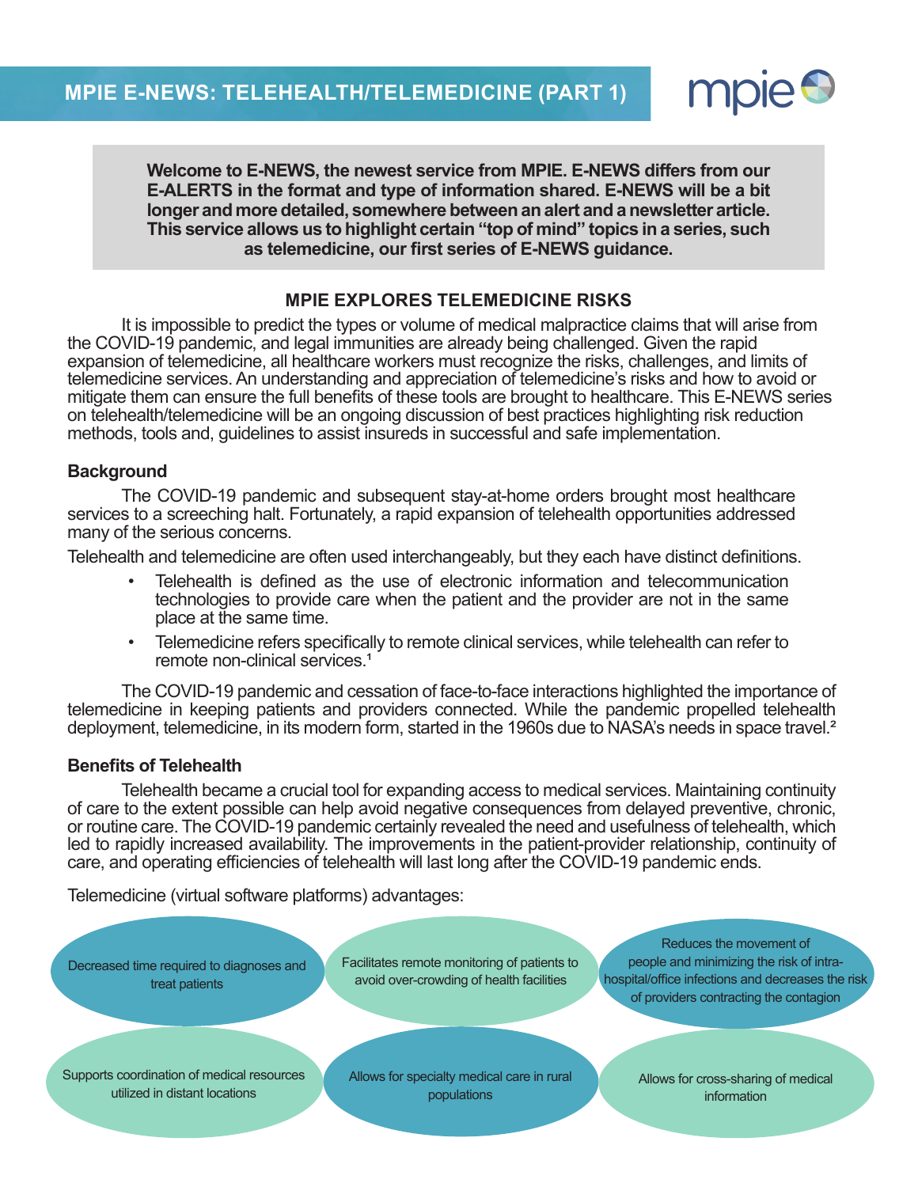# MPIE E-NEWS: TELEHEALTH/TELEMEDICINE (PART 1)

**Welcome to E-NEWS, the newest service from MPIE. E-NEWS differs from our E-ALERTS in the format and type of information shared. E-NEWS will be a bit longer and more detailed, somewhere between an alert and a newsletter article. This service allows us to highlight certain "top of mind" topics in a series, such as telemedicine, our first series of E-NEWS guidance.**

## MPIE EXPLORES TELEMEDICINE RISKS

It is impossible to predict the types or volume of medical malpractice claims that will arise from the COVID-19 pandemic, and legal immunities are already being challenged. Given the rapid expansion of telemedicine, all healthcare workers must recognize the risks, challenges, and limits of telemedicine services. An understanding and appreciation of telemedicine's risks and how to avoid or mitigate them can ensure the full benefits of these tools are brought to healthcare. This E-NEWS series on telehealth/telemedicine will be an ongoing discussion of best practices highlighting risk reduction methods, tools and, guidelines to assist insureds in successful and safe implementation.

### Background

The COVID-19 pandemic and subsequent stay-at-home orders brought most healthcare services to a screeching halt. Fortunately, a rapid expansion of telehealth opportunities addressed many of the serious concerns.

Telehealth and telemedicine are often used interchangeably, but they each have distinct definitions.

- Telehealth is defined as the use of electronic information and telecommunication technologies to provide care when the patient and the provider are not in the same place at the same time.
- Telemedicine refers specifically to remote clinical services, while telehealth can refer to remote non-clinical services.[1]

The COVID-19 pandemic and cessation of face-to-face interactions highlighted the importance of telemedicine in keeping patients and providers connected. While the pandemic propelled telehealth deployment, telemedicine, in its modern form, started in the 1960s due to NASA's needs in space travel.[2]

### Benefits of Telehealth

Telehealth became a crucial tool for expanding access to medical services. Maintaining continuity of care to the extent possible can help avoid negative consequences from delayed preventive, chronic, or routine care. The COVID-19 pandemic certainly revealed the need and usefulness of telehealth, which led to rapidly increased availability. The improvements in the patient-provider relationship, continuity of care, and operating efficiencies of telehealth will last long after the COVID-19 pandemic ends.

Telemedicine (virtual software platforms) advantages:

- Decreased time required to diagnoses and treat patients
- Facilitates remote monitoring of patients to avoid over-crowding of health facilities
- Reduces the movement of people and minimizing the risk of intra-hospital/office infections and decreases the risk of providers contracting the contagion
- Supports coordination of medical resources utilized in distant locations
- Allows for specialty medical care in rural populations
- Allows for cross-sharing of medical information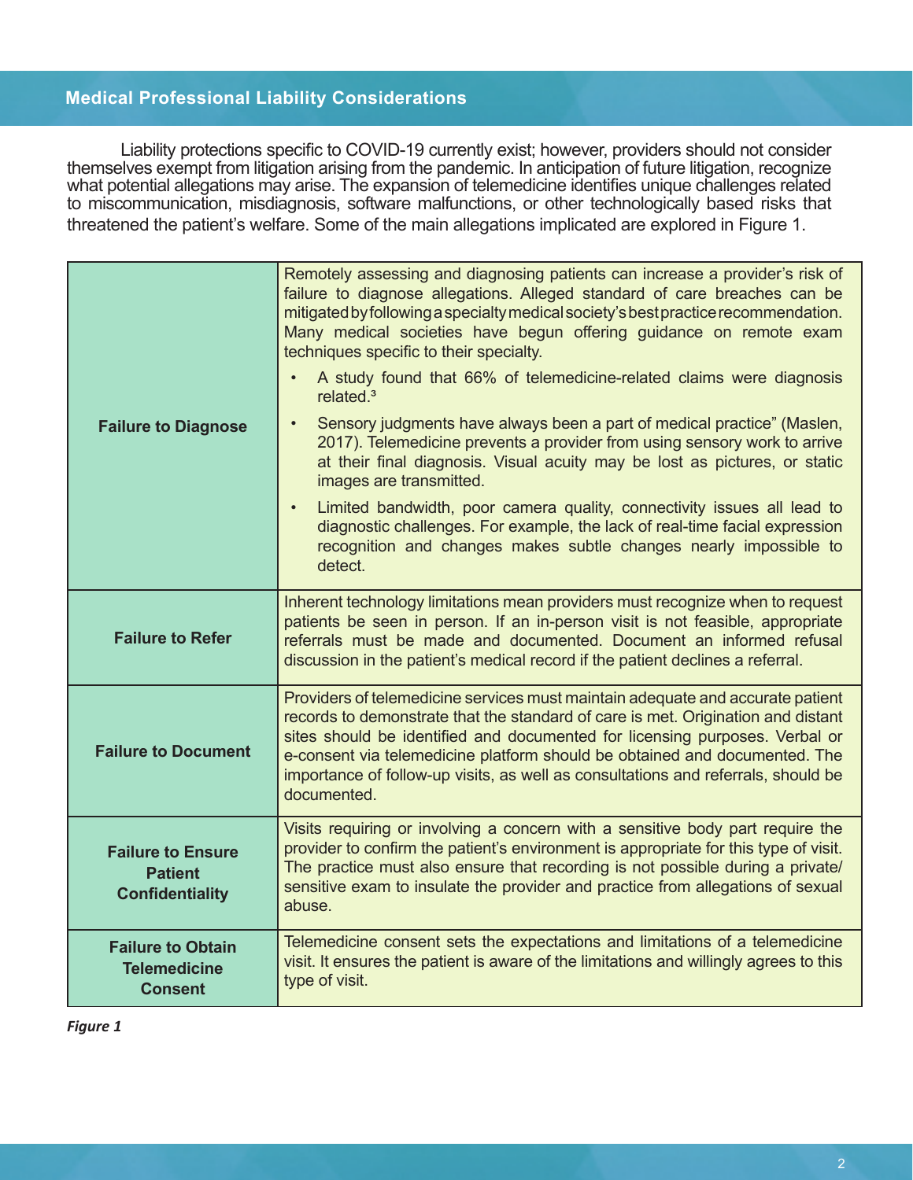## Medical Professional Liability Considerations

Liability protections specific to COVID-19 currently exist; however, providers should not consider themselves exempt from litigation arising from the pandemic. In anticipation of future litigation, recognize what potential allegations may arise. The expansion of telemedicine identifies unique challenges related to miscommunication, misdiagnosis, software malfunctions, or other technologically based risks that threatened the patient's welfare. Some of the main allegations implicated are explored in Figure 1.

| | |
|---|---|
| **Failure to Diagnose** | Remotely assessing and diagnosing patients can increase a provider's risk of failure to diagnose allegations. Alleged standard of care breaches can be mitigated by following a specialty medical society's best practice recommendation. Many medical societies have begun offering guidance on remote exam techniques specific to their specialty.<br>• A study found that 66% of telemedicine-related claims were diagnosis related.[3]<br>• Sensory judgments have always been a part of medical practice" (Maslen, 2017). Telemedicine prevents a provider from using sensory work to arrive at their final diagnosis. Visual acuity may be lost as pictures, or static images are transmitted.<br>• Limited bandwidth, poor camera quality, connectivity issues all lead to diagnostic challenges. For example, the lack of real-time facial expression recognition and changes makes subtle changes nearly impossible to detect. |
| **Failure to Refer** | Inherent technology limitations mean providers must recognize when to request patients be seen in person. If an in-person visit is not feasible, appropriate referrals must be made and documented. Document an informed refusal discussion in the patient's medical record if the patient declines a referral. |
| **Failure to Document** | Providers of telemedicine services must maintain adequate and accurate patient records to demonstrate that the standard of care is met. Origination and distant sites should be identified and documented for licensing purposes. Verbal or e-consent via telemedicine platform should be obtained and documented. The importance of follow-up visits, as well as consultations and referrals, should be documented. |
| **Failure to Ensure Patient Confidentiality** | Visits requiring or involving a concern with a sensitive body part require the provider to confirm the patient's environment is appropriate for this type of visit. The practice must also ensure that recording is not possible during a private/ sensitive exam to insulate the provider and practice from allegations of sexual abuse. |
| **Failure to Obtain Telemedicine Consent** | Telemedicine consent sets the expectations and limitations of a telemedicine visit. It ensures the patient is aware of the limitations and willingly agrees to this type of visit. |

*Figure 1*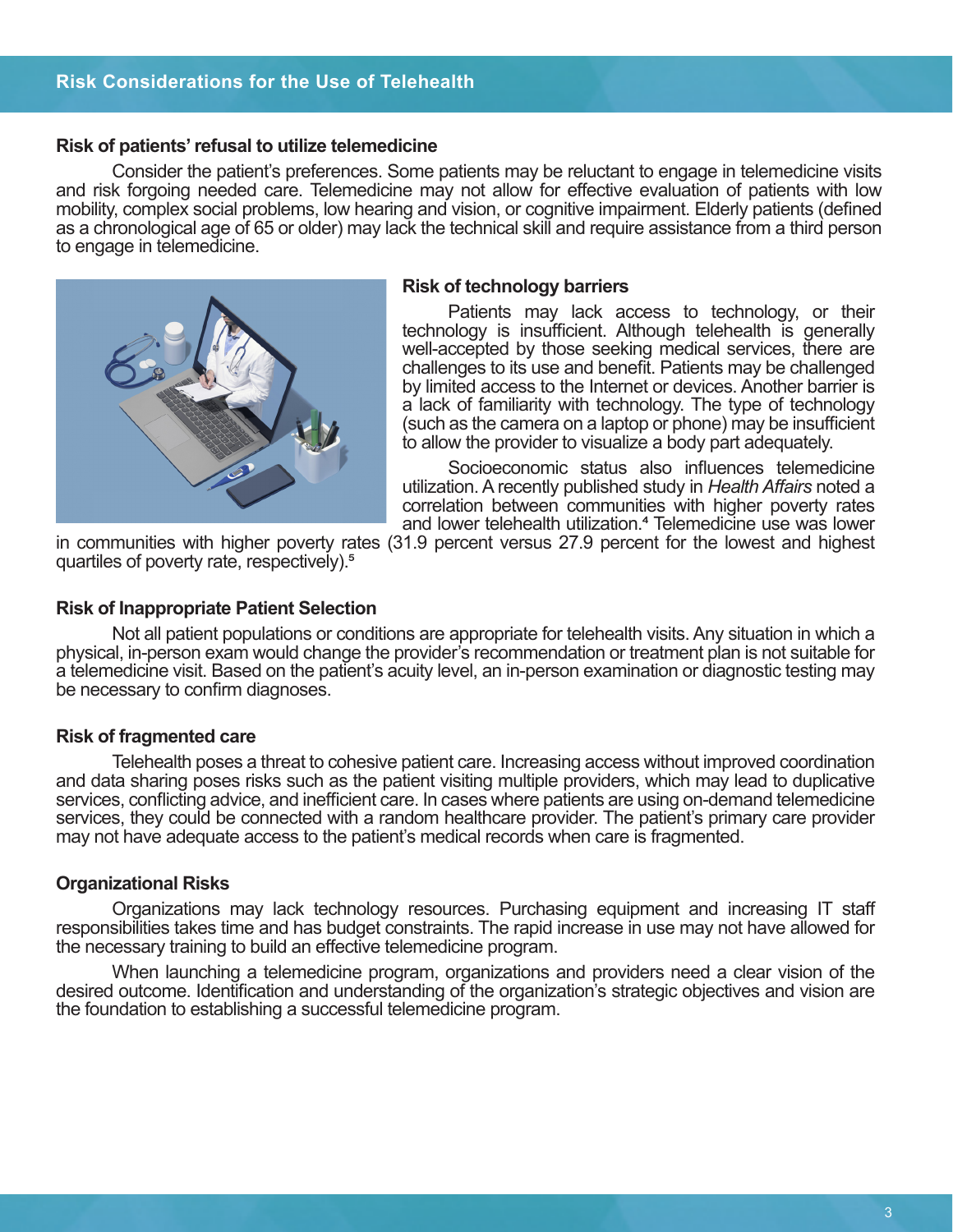### Risk of patients' refusal to utilize telemedicine

Consider the patient's preferences. Some patients may be reluctant to engage in telemedicine visits and risk forgoing needed care. Telemedicine may not allow for effective evaluation of patients with low mobility, complex social problems, low hearing and vision, or cognitive impairment. Elderly patients (defined as a chronological age of 65 or older) may lack the technical skill and require assistance from a third person to engage in telemedicine.

### Risk of technology barriers

Patients may lack access to technology, or their technology is insufficient. Although telehealth is generally well-accepted by those seeking medical services, there are challenges to its use and benefit. Patients may be challenged by limited access to the Internet or devices. Another barrier is a lack of familiarity with technology. The type of technology (such as the camera on a laptop or phone) may be insufficient to allow the provider to visualize a body part adequately.

Socioeconomic status also influences telemedicine utilization. A recently published study in *Health Affairs* noted a correlation between communities with higher poverty rates and lower telehealth utilization.[4] Telemedicine use was lower in communities with higher poverty rates (31.9 percent versus 27.9 percent for the lowest and highest quartiles of poverty rate, respectively).[5]

### Risk of Inappropriate Patient Selection

Not all patient populations or conditions are appropriate for telehealth visits. Any situation in which a physical, in-person exam would change the provider's recommendation or treatment plan is not suitable for a telemedicine visit. Based on the patient's acuity level, an in-person examination or diagnostic testing may be necessary to confirm diagnoses.

### Risk of fragmented care

Telehealth poses a threat to cohesive patient care. Increasing access without improved coordination and data sharing poses risks such as the patient visiting multiple providers, which may lead to duplicative services, conflicting advice, and inefficient care. In cases where patients are using on-demand telemedicine services, they could be connected with a random healthcare provider. The patient's primary care provider may not have adequate access to the patient's medical records when care is fragmented.

### Organizational Risks

Organizations may lack technology resources. Purchasing equipment and increasing IT staff responsibilities takes time and has budget constraints. The rapid increase in use may not have allowed for the necessary training to build an effective telemedicine program.

When launching a telemedicine program, organizations and providers need a clear vision of the desired outcome. Identification and understanding of the organization's strategic objectives and vision are the foundation to establishing a successful telemedicine program.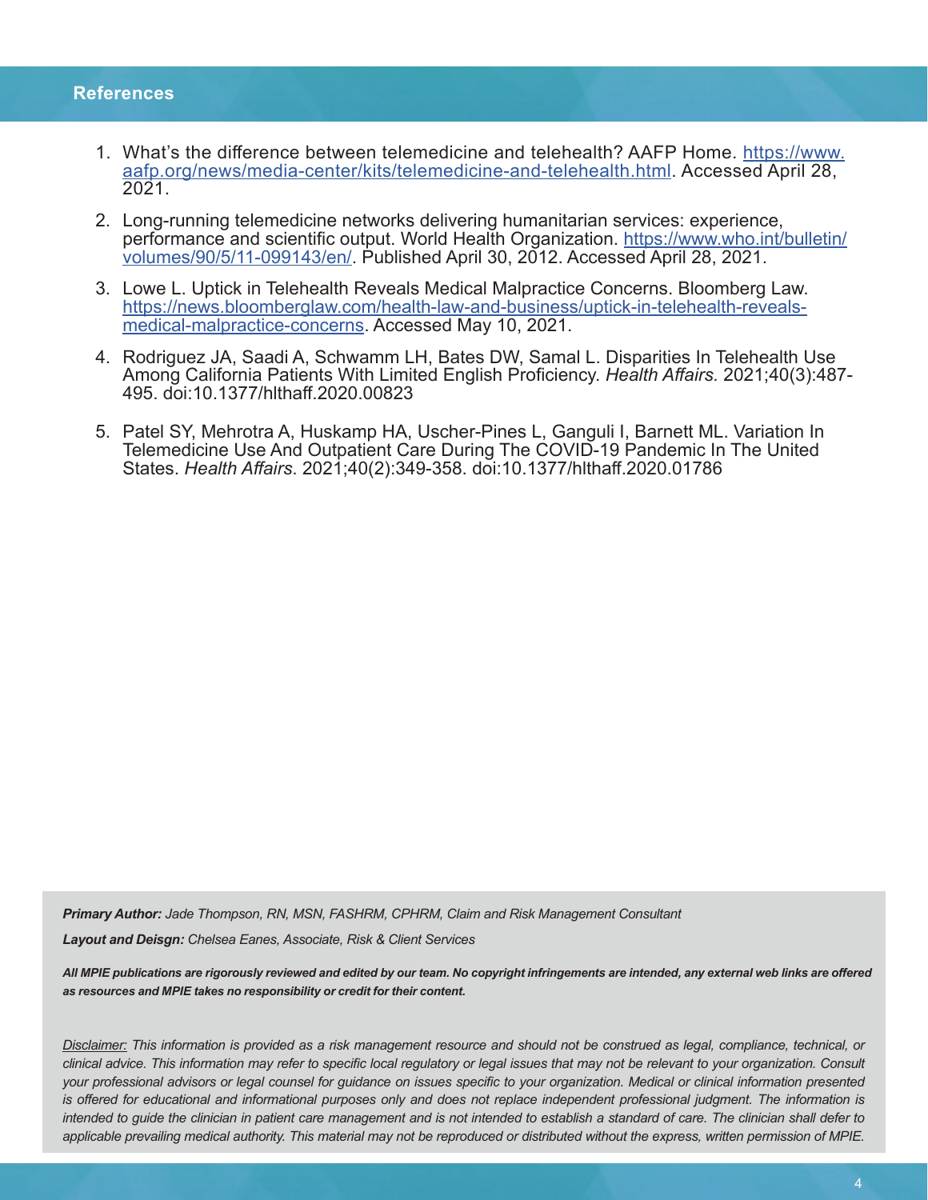## References

1. What's the difference between telemedicine and telehealth? AAFP Home. https://www.aafp.org/news/media-center/kits/telemedicine-and-telehealth.html. Accessed April 28, 2021.

2. Long-running telemedicine networks delivering humanitarian services: experience, performance and scientific output. World Health Organization. https://www.who.int/bulletin/volumes/90/5/11-099143/en/. Published April 30, 2012. Accessed April 28, 2021.

3. Lowe L. Uptick in Telehealth Reveals Medical Malpractice Concerns. Bloomberg Law. https://news.bloomberglaw.com/health-law-and-business/uptick-in-telehealth-reveals-medical-malpractice-concerns. Accessed May 10, 2021.

4. Rodriguez JA, Saadi A, Schwamm LH, Bates DW, Samal L. Disparities In Telehealth Use Among California Patients With Limited English Proficiency. *Health Affairs.* 2021;40(3):487-495. doi:10.1377/hlthaff.2020.00823

5. Patel SY, Mehrotra A, Huskamp HA, Uscher-Pines L, Ganguli I, Barnett ML. Variation In Telemedicine Use And Outpatient Care During The COVID-19 Pandemic In The United States. *Health Affairs*. 2021;40(2):349-358. doi:10.1377/hlthaff.2020.01786

***Primary Author:*** *Jade Thompson, RN, MSN, FASHRM, CPHRM, Claim and Risk Management Consultant*

***Layout and Deisgn:*** *Chelsea Eanes, Associate, Risk & Client Services*

***All MPIE publications are rigorously reviewed and edited by our team. No copyright infringements are intended, any external web links are offered as resources and MPIE takes no responsibility or credit for their content.***

*Disclaimer: This information is provided as a risk management resource and should not be construed as legal, compliance, technical, or clinical advice. This information may refer to specific local regulatory or legal issues that may not be relevant to your organization. Consult your professional advisors or legal counsel for guidance on issues specific to your organization. Medical or clinical information presented is offered for educational and informational purposes only and does not replace independent professional judgment. The information is intended to guide the clinician in patient care management and is not intended to establish a standard of care. The clinician shall defer to applicable prevailing medical authority. This material may not be reproduced or distributed without the express, written permission of MPIE.*